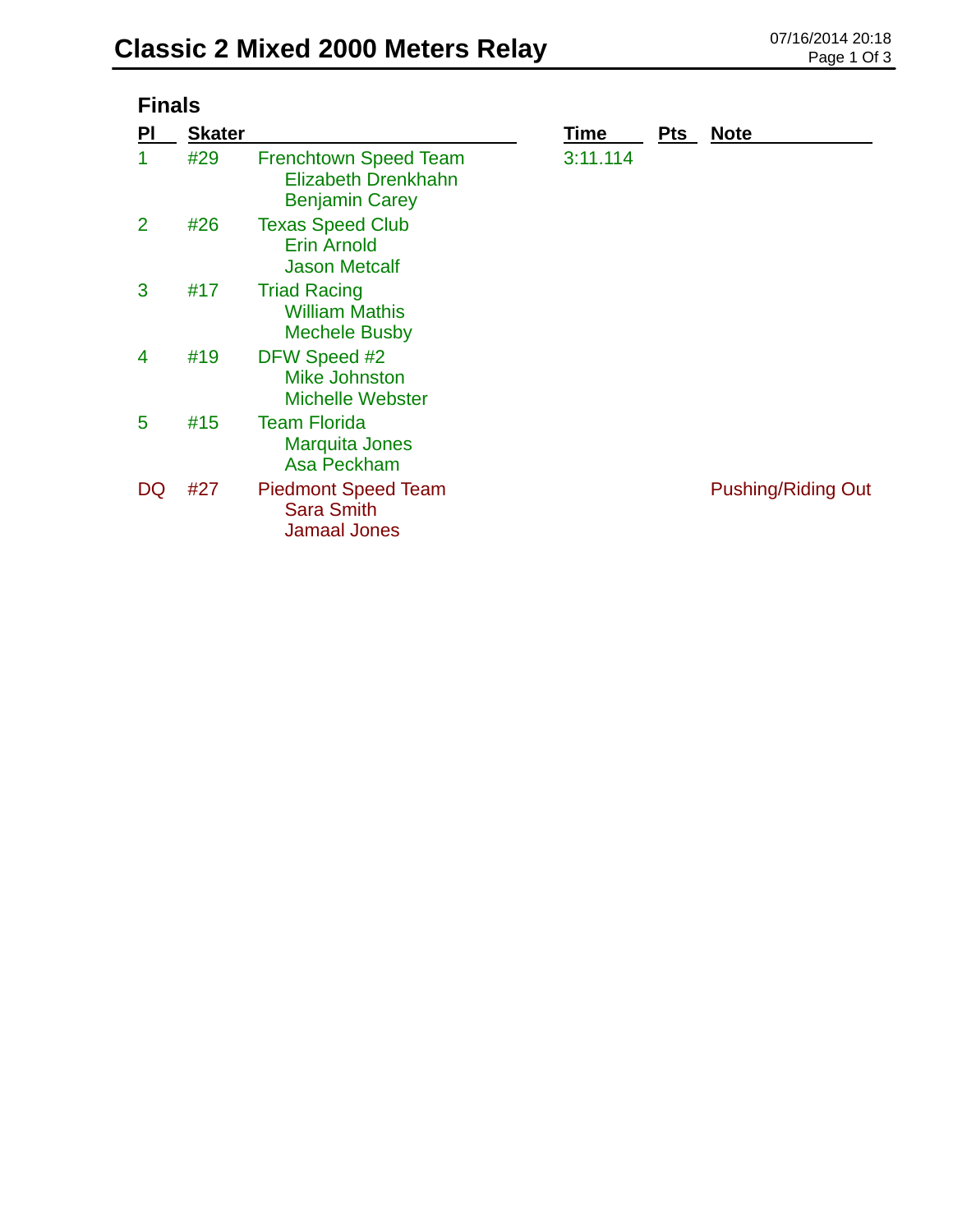# Classic 2 Mixed 2000 Meters Relay

07/16/2014 20:18

## Finals

| Pl | Skater | | Time | Pts | Note |
|---|---|---|---|---|---|
| 1 | #29 | Frenchtown Speed Team<br>Elizabeth Drenkhahn<br>Benjamin Carey | 3:11.114 | | |
| 2 | #26 | Texas Speed Club<br>Erin Arnold<br>Jason Metcalf | | | |
| 3 | #17 | Triad Racing<br>William Mathis<br>Mechele Busby | | | |
| 4 | #19 | DFW Speed #2<br>Mike Johnston<br>Michelle Webster | | | |
| 5 | #15 | Team Florida<br>Marquita Jones<br>Asa Peckham | | | |
| DQ | #27 | Piedmont Speed Team<br>Sara Smith<br>Jamaal Jones | | | Pushing/Riding Out |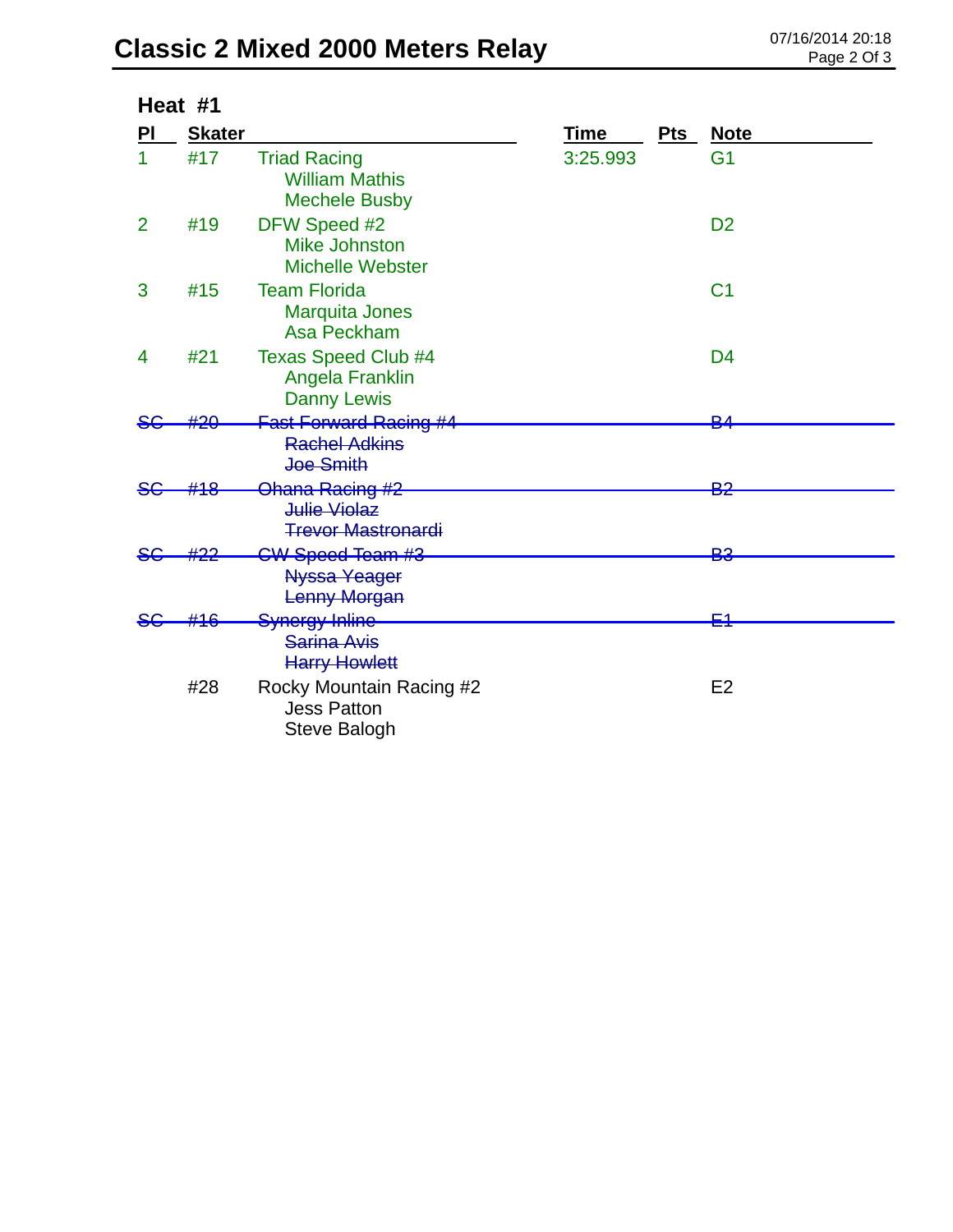# Classic 2 Mixed 2000 Meters Relay

## Heat #1

| Pl | Skater | | Time | Pts | Note |
|---|---|---|---|---|---|
| 1 | #17 | Triad Racing<br>William Mathis<br>Mechele Busby | 3:25.993 | | G1 |
| 2 | #19 | DFW Speed #2<br>Mike Johnston<br>Michelle Webster | | | D2 |
| 3 | #15 | Team Florida<br>Marquita Jones<br>Asa Peckham | | | C1 |
| 4 | #21 | Texas Speed Club #4<br>Angela Franklin<br>Danny Lewis | | | D4 |
| ~~SC~~ | ~~#20~~ | ~~Fast Forward Racing #4~~<br>~~Rachel Adkins~~<br>~~Joe Smith~~ | | | ~~B4~~ |
| ~~SC~~ | ~~#18~~ | ~~Ohana Racing #2~~<br>~~Julie Violaz~~<br>~~Trevor Mastronardi~~ | | | ~~B2~~ |
| ~~SC~~ | ~~#22~~ | ~~CW Speed Team #3~~<br>~~Nyssa Yeager~~<br>~~Lenny Morgan~~ | | | ~~B3~~ |
| ~~SC~~ | ~~#16~~ | ~~Synergy Inline~~<br>~~Sarina Avis~~<br>~~Harry Howlett~~ | | | ~~E1~~ |
| | #28 | Rocky Mountain Racing #2<br>Jess Patton<br>Steve Balogh | | | E2 |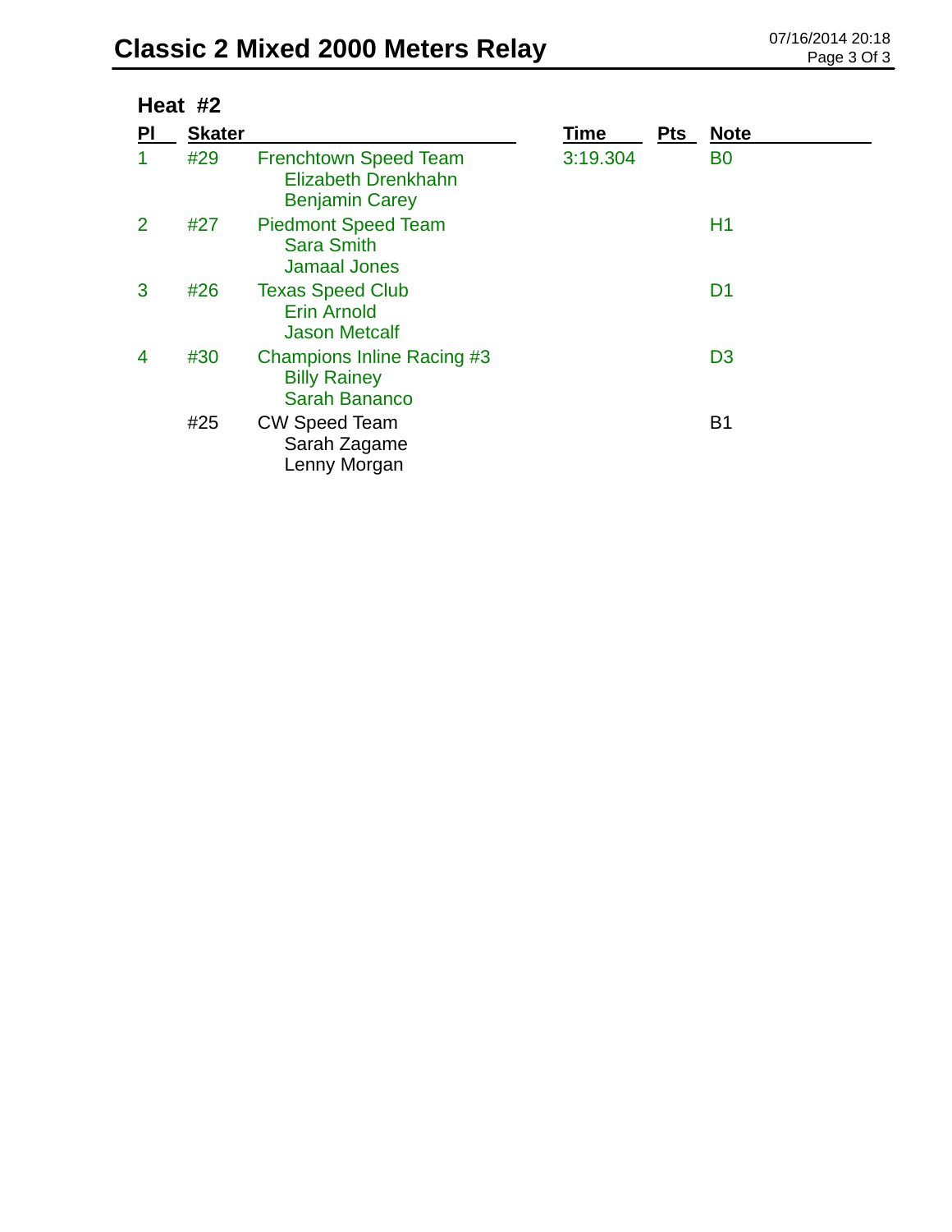# Classic 2 Mixed 2000 Meters Relay

07/16/2014 20:18

### Heat #2

| Pl | Skater | | Time | Pts | Note |
|---|---|---|---|---|---|
| 1 | #29 | Frenchtown Speed Team<br>Elizabeth Drenkhahn<br>Benjamin Carey | 3:19.304 | | B0 |
| 2 | #27 | Piedmont Speed Team<br>Sara Smith<br>Jamaal Jones | | | H1 |
| 3 | #26 | Texas Speed Club<br>Erin Arnold<br>Jason Metcalf | | | D1 |
| 4 | #30 | Champions Inline Racing #3<br>Billy Rainey<br>Sarah Bananco | | | D3 |
| | #25 | CW Speed Team<br>Sarah Zagame<br>Lenny Morgan | | | B1 |